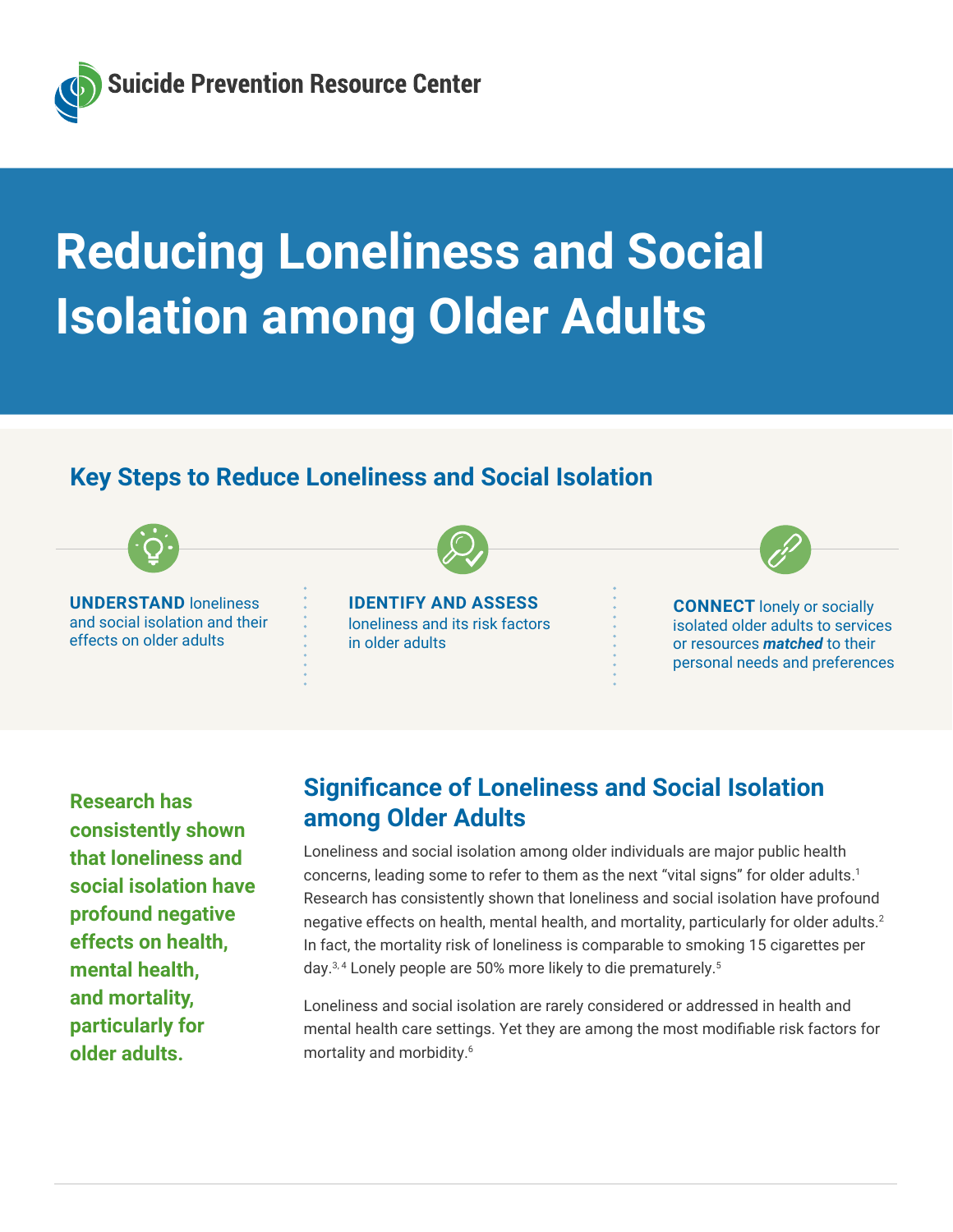Suicide Prevention Resource Center

# Reducing Loneliness and Social Isolation among Older Adults

## Key Steps to Reduce Loneliness and Social Isolation

**UNDERSTAND** loneliness and social isolation and their effects on older adults

**IDENTIFY AND ASSESS** loneliness and its risk factors in older adults

**CONNECT** lonely or socially isolated older adults to services or resources ***matched*** to their personal needs and preferences

**Research has consistently shown that loneliness and social isolation have profound negative effects on health, mental health, and mortality, particularly for older adults.**

## Significance of Loneliness and Social Isolation among Older Adults

Loneliness and social isolation among older individuals are major public health concerns, leading some to refer to them as the next "vital signs" for older adults.[1] Research has consistently shown that loneliness and social isolation have profound negative effects on health, mental health, and mortality, particularly for older adults.[2] In fact, the mortality risk of loneliness is comparable to smoking 15 cigarettes per day.[3,4] Lonely people are 50% more likely to die prematurely.[5]

Loneliness and social isolation are rarely considered or addressed in health and mental health care settings. Yet they are among the most modifiable risk factors for mortality and morbidity.[6]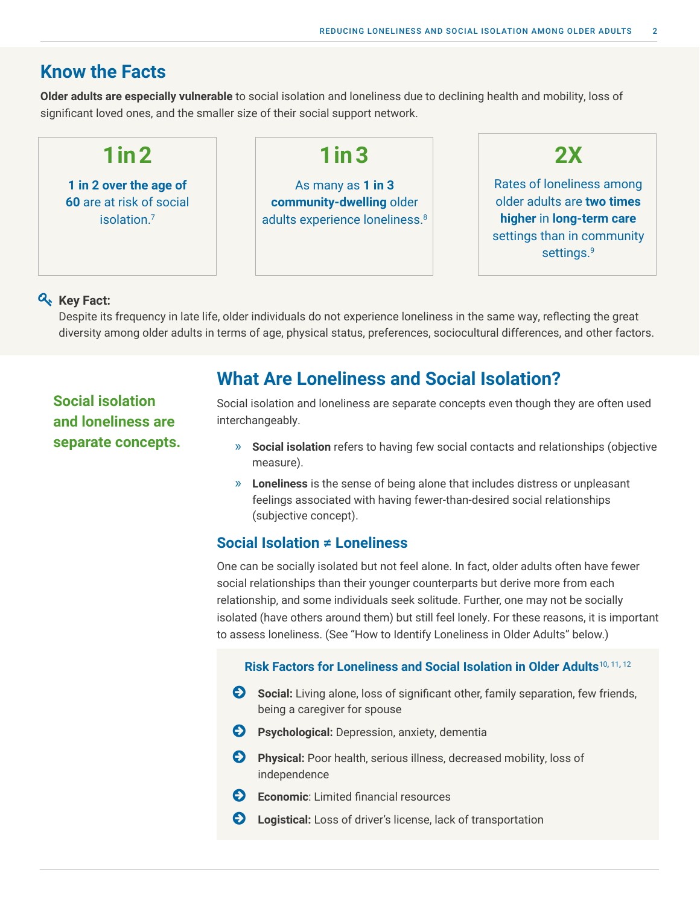## Know the Facts

**Older adults are especially vulnerable** to social isolation and loneliness due to declining health and mobility, loss of significant loved ones, and the smaller size of their social support network.

**1 in 2**

**1 in 2 over the age of 60** are at risk of social isolation.[7]

**1 in 3**

As many as **1 in 3 community-dwelling** older adults experience loneliness.[8]

**2X**

Rates of loneliness among older adults are **two times higher** in **long-term care** settings than in community settings.[9]

**Key Fact:**
Despite its frequency in late life, older individuals do not experience loneliness in the same way, reflecting the great diversity among older adults in terms of age, physical status, preferences, sociocultural differences, and other factors.

## What Are Loneliness and Social Isolation?

**Social isolation and loneliness are separate concepts.**

Social isolation and loneliness are separate concepts even though they are often used interchangeably.

- **Social isolation** refers to having few social contacts and relationships (objective measure).
- **Loneliness** is the sense of being alone that includes distress or unpleasant feelings associated with having fewer-than-desired social relationships (subjective concept).

### Social Isolation ≠ Loneliness

One can be socially isolated but not feel alone. In fact, older adults often have fewer social relationships than their younger counterparts but derive more from each relationship, and some individuals seek solitude. Further, one may not be socially isolated (have others around them) but still feel lonely. For these reasons, it is important to assess loneliness. (See "How to Identify Loneliness in Older Adults" below.)

#### Risk Factors for Loneliness and Social Isolation in Older Adults[10, 11, 12]

- **Social:** Living alone, loss of significant other, family separation, few friends, being a caregiver for spouse
- **Psychological:** Depression, anxiety, dementia
- **Physical:** Poor health, serious illness, decreased mobility, loss of independence
- **Economic**: Limited financial resources
- **Logistical:** Loss of driver's license, lack of transportation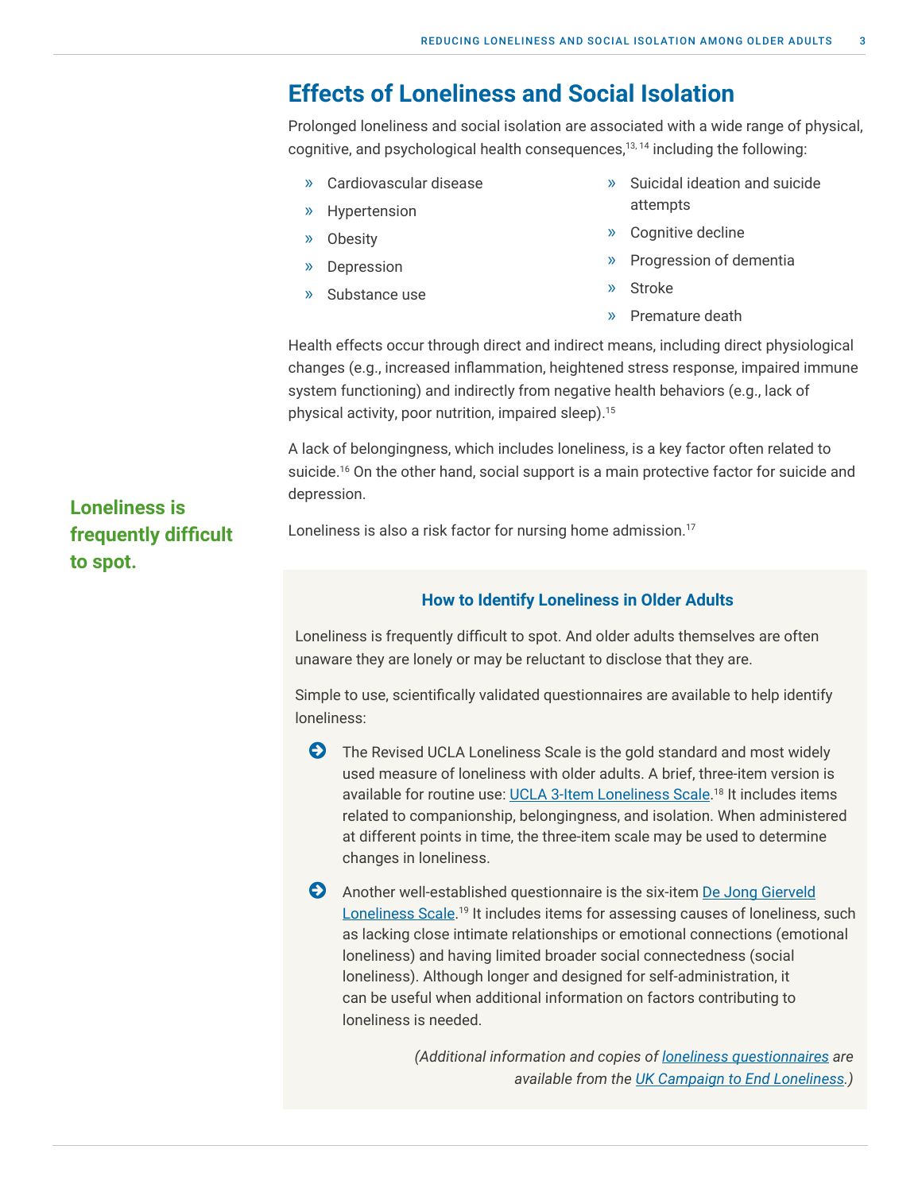## Effects of Loneliness and Social Isolation

Prolonged loneliness and social isolation are associated with a wide range of physical, cognitive, and psychological health consequences,[13, 14] including the following:

- Cardiovascular disease
- Hypertension
- Obesity
- Depression
- Substance use
- Suicidal ideation and suicide attempts
- Cognitive decline
- Progression of dementia
- Stroke
- Premature death

Health effects occur through direct and indirect means, including direct physiological changes (e.g., increased inflammation, heightened stress response, impaired immune system functioning) and indirectly from negative health behaviors (e.g., lack of physical activity, poor nutrition, impaired sleep).[15]

A lack of belongingness, which includes loneliness, is a key factor often related to suicide.[16] On the other hand, social support is a main protective factor for suicide and depression.

**Loneliness is frequently difficult to spot.**

Loneliness is also a risk factor for nursing home admission.[17]

### How to Identify Loneliness in Older Adults

Loneliness is frequently difficult to spot. And older adults themselves are often unaware they are lonely or may be reluctant to disclose that they are.

Simple to use, scientifically validated questionnaires are available to help identify loneliness:

- The Revised UCLA Loneliness Scale is the gold standard and most widely used measure of loneliness with older adults. A brief, three-item version is available for routine use: UCLA 3-Item Loneliness Scale.[18] It includes items related to companionship, belongingness, and isolation. When administered at different points in time, the three-item scale may be used to determine changes in loneliness.
- Another well-established questionnaire is the six-item De Jong Gierveld Loneliness Scale.[19] It includes items for assessing causes of loneliness, such as lacking close intimate relationships or emotional connections (emotional loneliness) and having limited broader social connectedness (social loneliness). Although longer and designed for self-administration, it can be useful when additional information on factors contributing to loneliness is needed.

*(Additional information and copies of loneliness questionnaires are available from the UK Campaign to End Loneliness.)*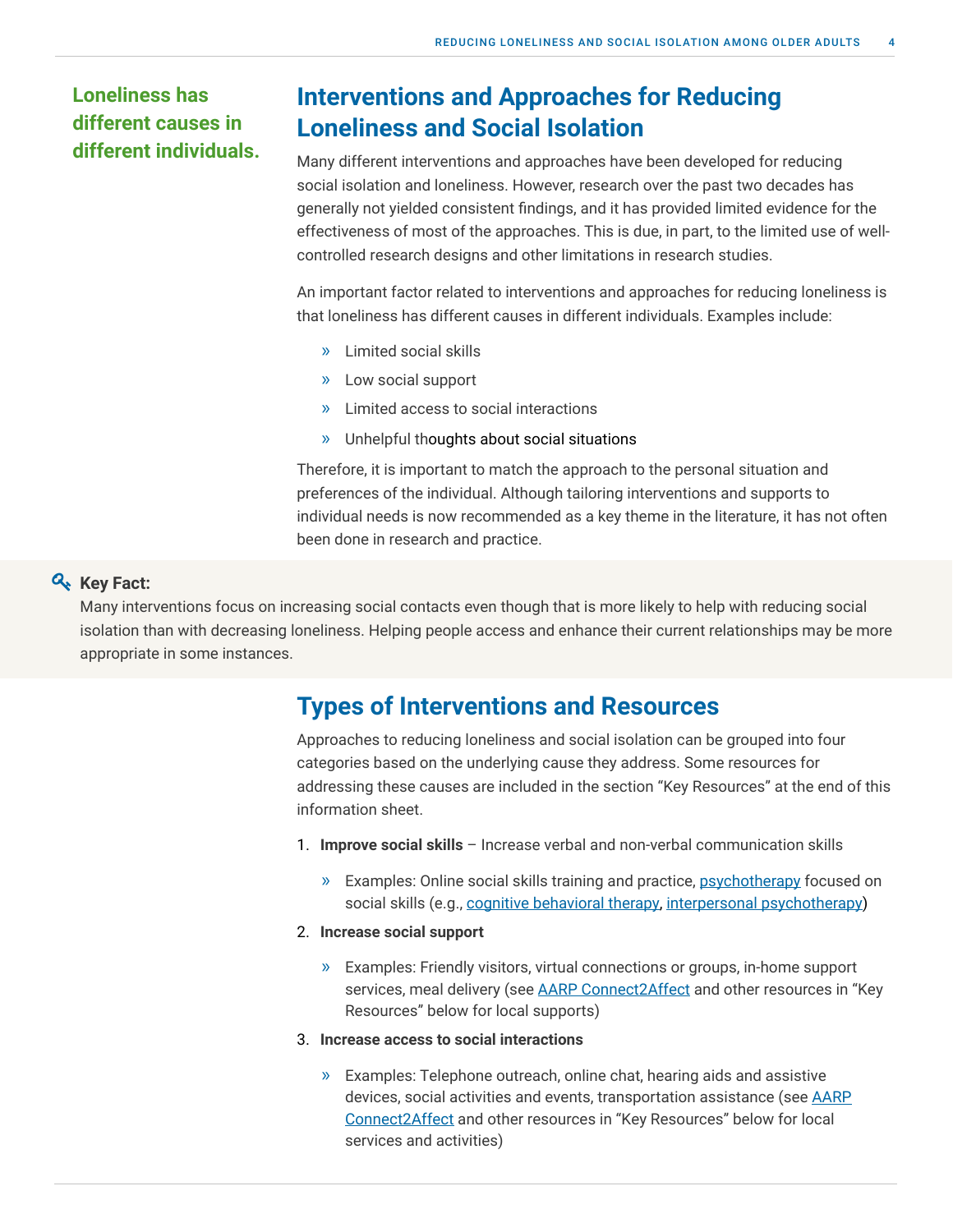**Loneliness has different causes in different individuals.**

## Interventions and Approaches for Reducing Loneliness and Social Isolation

Many different interventions and approaches have been developed for reducing social isolation and loneliness. However, research over the past two decades has generally not yielded consistent findings, and it has provided limited evidence for the effectiveness of most of the approaches. This is due, in part, to the limited use of well-controlled research designs and other limitations in research studies.

An important factor related to interventions and approaches for reducing loneliness is that loneliness has different causes in different individuals. Examples include:

- Limited social skills
- Low social support
- Limited access to social interactions
- Unhelpful thoughts about social situations

Therefore, it is important to match the approach to the personal situation and preferences of the individual. Although tailoring interventions and supports to individual needs is now recommended as a key theme in the literature, it has not often been done in research and practice.

**Key Fact:**
Many interventions focus on increasing social contacts even though that is more likely to help with reducing social isolation than with decreasing loneliness. Helping people access and enhance their current relationships may be more appropriate in some instances.

## Types of Interventions and Resources

Approaches to reducing loneliness and social isolation can be grouped into four categories based on the underlying cause they address. Some resources for addressing these causes are included in the section "Key Resources" at the end of this information sheet.

1. **Improve social skills** – Increase verbal and non-verbal communication skills
   - Examples: Online social skills training and practice, psychotherapy focused on social skills (e.g., cognitive behavioral therapy, interpersonal psychotherapy)
2. **Increase social support**
   - Examples: Friendly visitors, virtual connections or groups, in-home support services, meal delivery (see AARP Connect2Affect and other resources in "Key Resources" below for local supports)
3. **Increase access to social interactions**
   - Examples: Telephone outreach, online chat, hearing aids and assistive devices, social activities and events, transportation assistance (see AARP Connect2Affect and other resources in "Key Resources" below for local services and activities)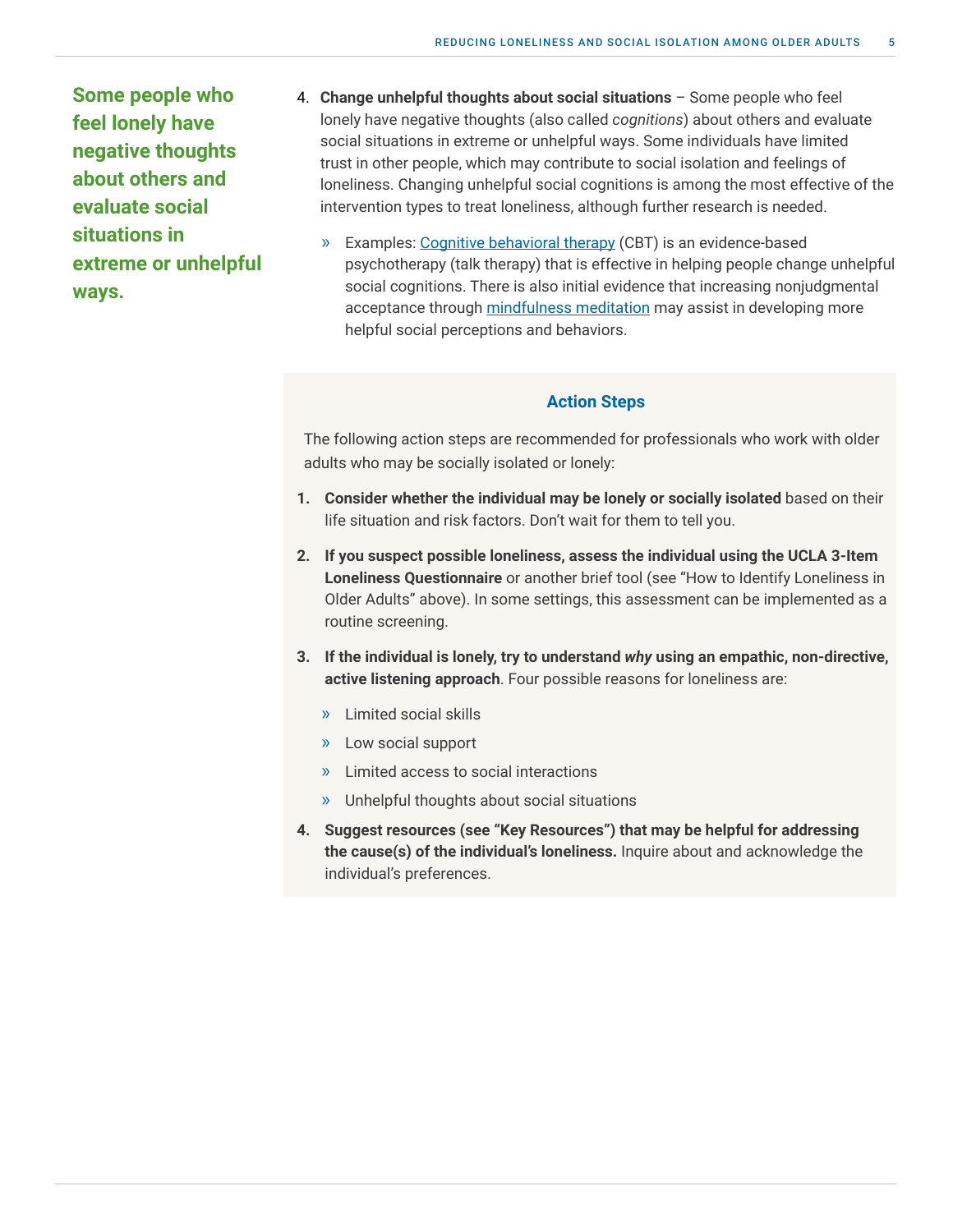**Some people who feel lonely have negative thoughts about others and evaluate social situations in extreme or unhelpful ways.**

4. **Change unhelpful thoughts about social situations** – Some people who feel lonely have negative thoughts (also called *cognitions*) about others and evaluate social situations in extreme or unhelpful ways. Some individuals have limited trust in other people, which may contribute to social isolation and feelings of loneliness. Changing unhelpful social cognitions is among the most effective of the intervention types to treat loneliness, although further research is needed.

   » Examples: Cognitive behavioral therapy (CBT) is an evidence-based psychotherapy (talk therapy) that is effective in helping people change unhelpful social cognitions. There is also initial evidence that increasing nonjudgmental acceptance through mindfulness meditation may assist in developing more helpful social perceptions and behaviors.

### Action Steps

The following action steps are recommended for professionals who work with older adults who may be socially isolated or lonely:

1. **Consider whether the individual may be lonely or socially isolated** based on their life situation and risk factors. Don't wait for them to tell you.
2. **If you suspect possible loneliness, assess the individual using the UCLA 3-Item Loneliness Questionnaire** or another brief tool (see "How to Identify Loneliness in Older Adults" above). In some settings, this assessment can be implemented as a routine screening.
3. **If the individual is lonely, try to understand *why* using an empathic, non-directive, active listening approach**. Four possible reasons for loneliness are:
   - » Limited social skills
   - » Low social support
   - » Limited access to social interactions
   - » Unhelpful thoughts about social situations
4. **Suggest resources (see "Key Resources") that may be helpful for addressing the cause(s) of the individual's loneliness.** Inquire about and acknowledge the individual's preferences.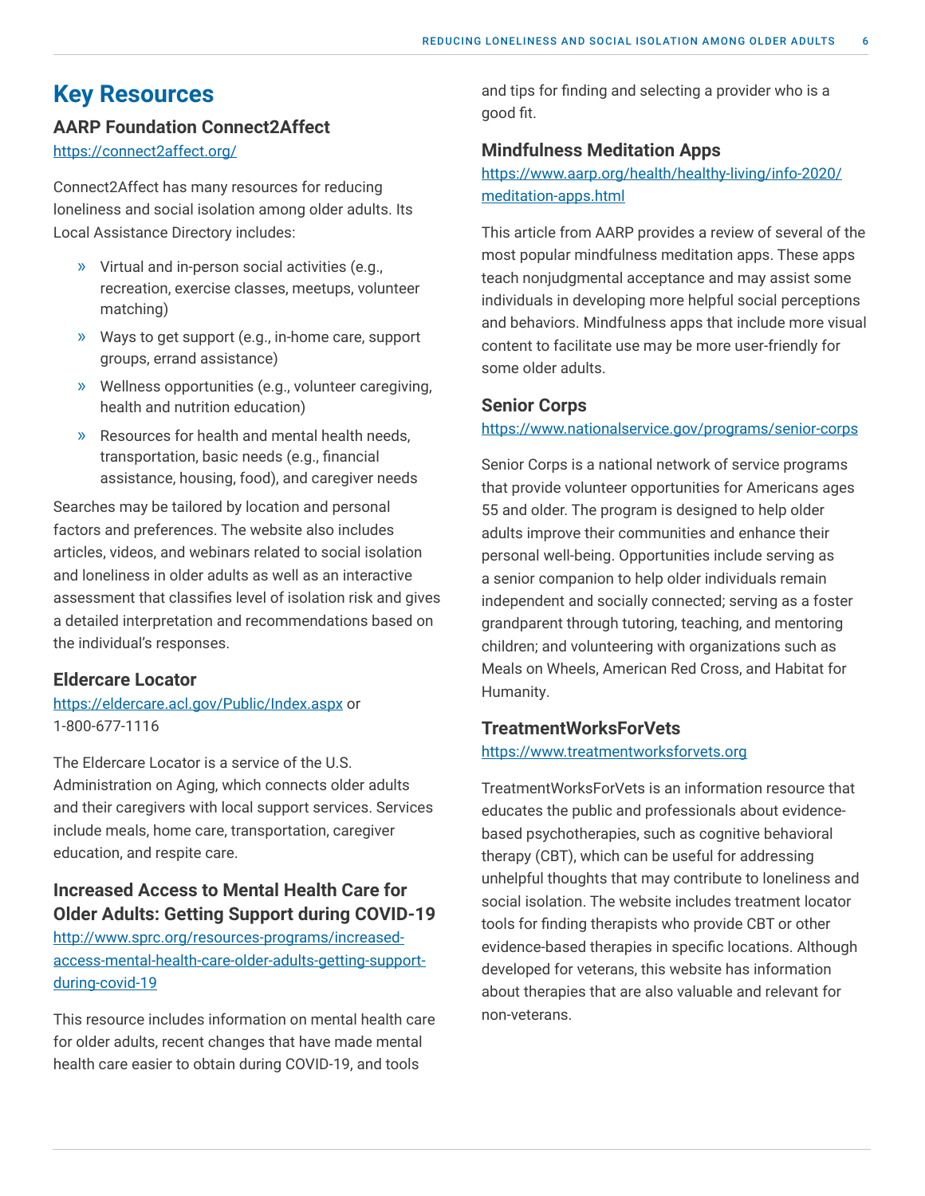## Key Resources

### AARP Foundation Connect2Affect

https://connect2affect.org/

Connect2Affect has many resources for reducing loneliness and social isolation among older adults. Its Local Assistance Directory includes:

- Virtual and in-person social activities (e.g., recreation, exercise classes, meetups, volunteer matching)
- Ways to get support (e.g., in-home care, support groups, errand assistance)
- Wellness opportunities (e.g., volunteer caregiving, health and nutrition education)
- Resources for health and mental health needs, transportation, basic needs (e.g., financial assistance, housing, food), and caregiver needs

Searches may be tailored by location and personal factors and preferences. The website also includes articles, videos, and webinars related to social isolation and loneliness in older adults as well as an interactive assessment that classifies level of isolation risk and gives a detailed interpretation and recommendations based on the individual's responses.

### Eldercare Locator

https://eldercare.acl.gov/Public/Index.aspx or 1-800-677-1116

The Eldercare Locator is a service of the U.S. Administration on Aging, which connects older adults and their caregivers with local support services. Services include meals, home care, transportation, caregiver education, and respite care.

### Increased Access to Mental Health Care for Older Adults: Getting Support during COVID-19

http://www.sprc.org/resources-programs/increased-access-mental-health-care-older-adults-getting-support-during-covid-19

This resource includes information on mental health care for older adults, recent changes that have made mental health care easier to obtain during COVID-19, and tools and tips for finding and selecting a provider who is a good fit.

### Mindfulness Meditation Apps

https://www.aarp.org/health/healthy-living/info-2020/meditation-apps.html

This article from AARP provides a review of several of the most popular mindfulness meditation apps. These apps teach nonjudgmental acceptance and may assist some individuals in developing more helpful social perceptions and behaviors. Mindfulness apps that include more visual content to facilitate use may be more user-friendly for some older adults.

### Senior Corps

https://www.nationalservice.gov/programs/senior-corps

Senior Corps is a national network of service programs that provide volunteer opportunities for Americans ages 55 and older. The program is designed to help older adults improve their communities and enhance their personal well-being. Opportunities include serving as a senior companion to help older individuals remain independent and socially connected; serving as a foster grandparent through tutoring, teaching, and mentoring children; and volunteering with organizations such as Meals on Wheels, American Red Cross, and Habitat for Humanity.

### TreatmentWorksForVets

https://www.treatmentworksforvets.org

TreatmentWorksForVets is an information resource that educates the public and professionals about evidence-based psychotherapies, such as cognitive behavioral therapy (CBT), which can be useful for addressing unhelpful thoughts that may contribute to loneliness and social isolation. The website includes treatment locator tools for finding therapists who provide CBT or other evidence-based therapies in specific locations. Although developed for veterans, this website has information about therapies that are also valuable and relevant for non-veterans.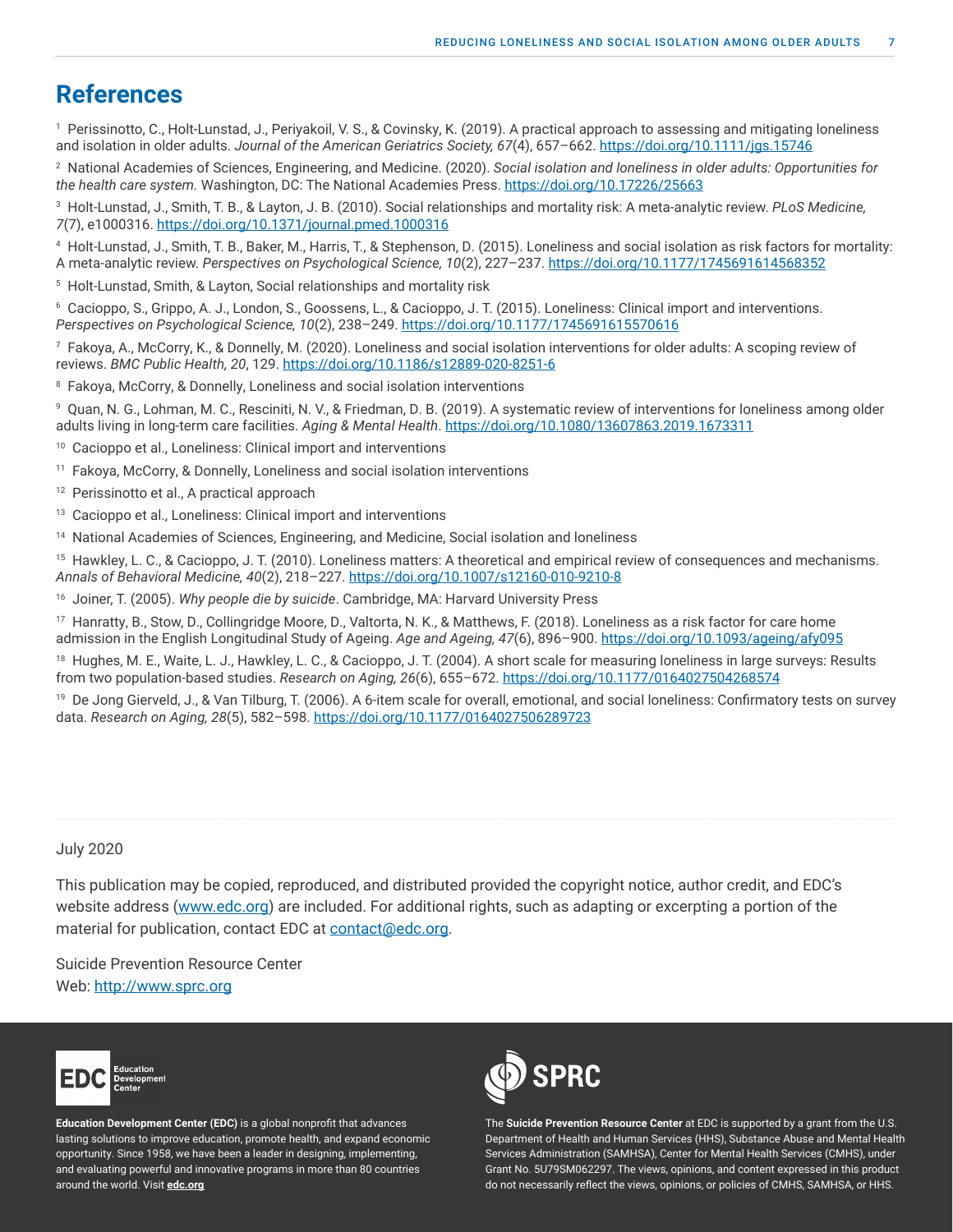## References

[1] Perissinotto, C., Holt-Lunstad, J., Periyakoil, V. S., & Covinsky, K. (2019). A practical approach to assessing and mitigating loneliness and isolation in older adults. *Journal of the American Geriatrics Society, 67*(4), 657–662. https://doi.org/10.1111/jgs.15746

[2] National Academies of Sciences, Engineering, and Medicine. (2020). *Social isolation and loneliness in older adults: Opportunities for the health care system.* Washington, DC: The National Academies Press. https://doi.org/10.17226/25663

[3] Holt-Lunstad, J., Smith, T. B., & Layton, J. B. (2010). Social relationships and mortality risk: A meta-analytic review. *PLoS Medicine, 7*(7), e1000316. https://doi.org/10.1371/journal.pmed.1000316

[4] Holt-Lunstad, J., Smith, T. B., Baker, M., Harris, T., & Stephenson, D. (2015). Loneliness and social isolation as risk factors for mortality: A meta-analytic review. *Perspectives on Psychological Science, 10*(2), 227–237. https://doi.org/10.1177/1745691614568352

[5] Holt-Lunstad, Smith, & Layton, Social relationships and mortality risk

[6] Cacioppo, S., Grippo, A. J., London, S., Goossens, L., & Cacioppo, J. T. (2015). Loneliness: Clinical import and interventions. *Perspectives on Psychological Science, 10*(2), 238–249. https://doi.org/10.1177/1745691615570616

[7] Fakoya, A., McCorry, K., & Donnelly, M. (2020). Loneliness and social isolation interventions for older adults: A scoping review of reviews. *BMC Public Health, 20*, 129. https://doi.org/10.1186/s12889-020-8251-6

[8] Fakoya, McCorry, & Donnelly, Loneliness and social isolation interventions

[9] Quan, N. G., Lohman, M. C., Resciniti, N. V., & Friedman, D. B. (2019). A systematic review of interventions for loneliness among older adults living in long-term care facilities. *Aging & Mental Health*. https://doi.org/10.1080/13607863.2019.1673311

[10] Cacioppo et al., Loneliness: Clinical import and interventions

[11] Fakoya, McCorry, & Donnelly, Loneliness and social isolation interventions

[12] Perissinotto et al., A practical approach

[13] Cacioppo et al., Loneliness: Clinical import and interventions

[14] National Academies of Sciences, Engineering, and Medicine, Social isolation and loneliness

[15] Hawkley, L. C., & Cacioppo, J. T. (2010). Loneliness matters: A theoretical and empirical review of consequences and mechanisms. *Annals of Behavioral Medicine, 40*(2), 218–227. https://doi.org/10.1007/s12160-010-9210-8

[16] Joiner, T. (2005). *Why people die by suicide*. Cambridge, MA: Harvard University Press

[17] Hanratty, B., Stow, D., Collingridge Moore, D., Valtorta, N. K., & Matthews, F. (2018). Loneliness as a risk factor for care home admission in the English Longitudinal Study of Ageing. *Age and Ageing, 47*(6), 896–900. https://doi.org/10.1093/ageing/afy095

[18] Hughes, M. E., Waite, L. J., Hawkley, L. C., & Cacioppo, J. T. (2004). A short scale for measuring loneliness in large surveys: Results from two population-based studies. *Research on Aging, 26*(6), 655–672. https://doi.org/10.1177/0164027504268574

[19] De Jong Gierveld, J., & Van Tilburg, T. (2006). A 6-item scale for overall, emotional, and social loneliness: Confirmatory tests on survey data. *Research on Aging, 28*(5), 582–598. https://doi.org/10.1177/0164027506289723

---

July 2020

This publication may be copied, reproduced, and distributed provided the copyright notice, author credit, and EDC's website address (www.edc.org) are included. For additional rights, such as adapting or excerpting a portion of the material for publication, contact EDC at contact@edc.org.

Suicide Prevention Resource Center
Web: http://www.sprc.org

EDC Education Development Center

**Education Development Center (EDC)** is a global nonprofit that advances lasting solutions to improve education, promote health, and expand economic opportunity. Since 1958, we have been a leader in designing, implementing, and evaluating powerful and innovative programs in more than 80 countries around the world. Visit **edc.org**

SPRC

The **Suicide Prevention Resource Center** at EDC is supported by a grant from the U.S. Department of Health and Human Services (HHS), Substance Abuse and Mental Health Services Administration (SAMHSA), Center for Mental Health Services (CMHS), under Grant No. 5U79SM062297. The views, opinions, and content expressed in this product do not necessarily reflect the views, opinions, or policies of CMHS, SAMHSA, or HHS.